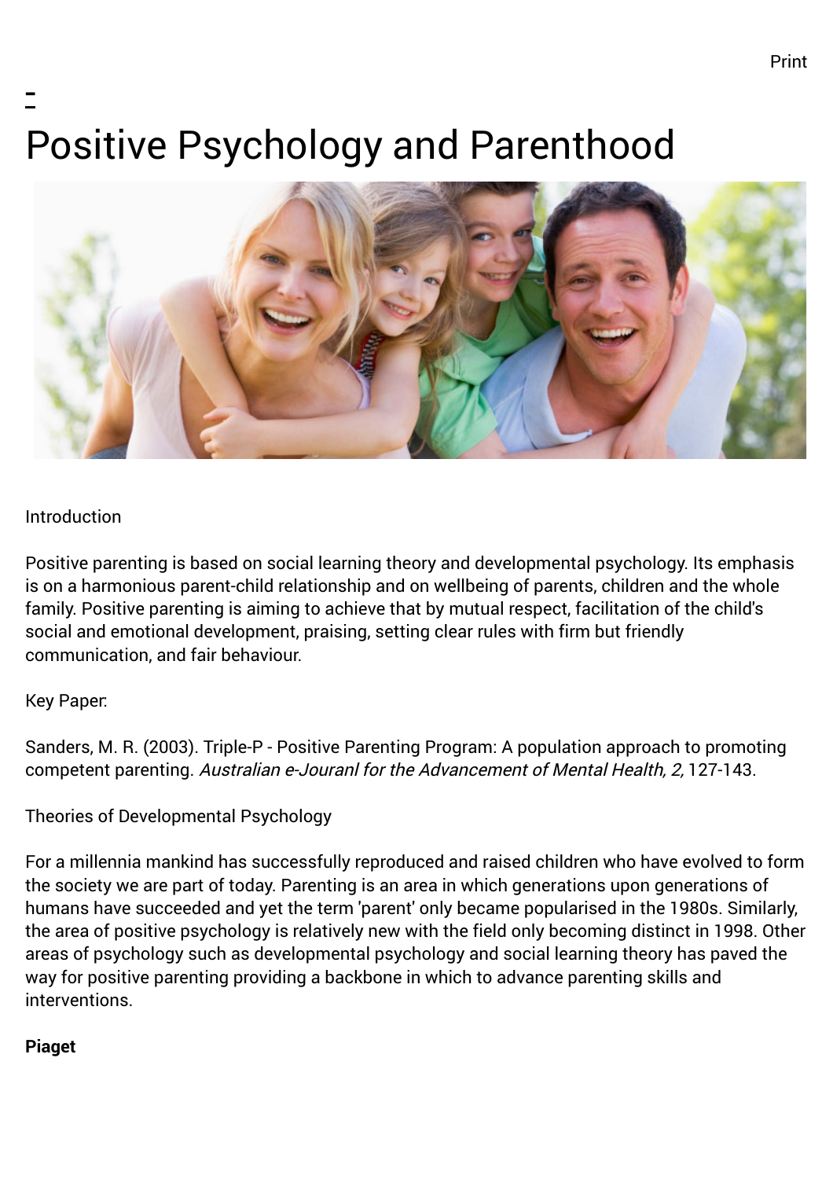# Positive Psychology and Parenthood

Introduction

Positive parenting is based on social learning theory and developmental psychology. Its emphasis is on a harmonious parent-child relationship and on wellbeing of parents, children and the whole family. Positive parenting is aiming to achieve that by mutual respect, facilitation of the child's social and emotional development, praising, setting clear rules with firm but friendly communication, and fair behaviour.

Key Paper:

Sanders, M. R. (2003). Triple-P - Positive Parenting Program: A population approach to promoting competent parenting. *Australian e-Jouranl for the Advancement of Mental Health, 2,* 127-143.

Theories of Developmental Psychology

For a millennia mankind has successfully reproduced and raised children who have evolved to form the society we are part of today. Parenting is an area in which generations upon generations of humans have succeeded and yet the term 'parent' only became popularised in the 1980s. Similarly, the area of positive psychology is relatively new with the field only becoming distinct in 1998. Other areas of psychology such as developmental psychology and social learning theory has paved the way for positive parenting providing a backbone in which to advance parenting skills and interventions.

**Piaget**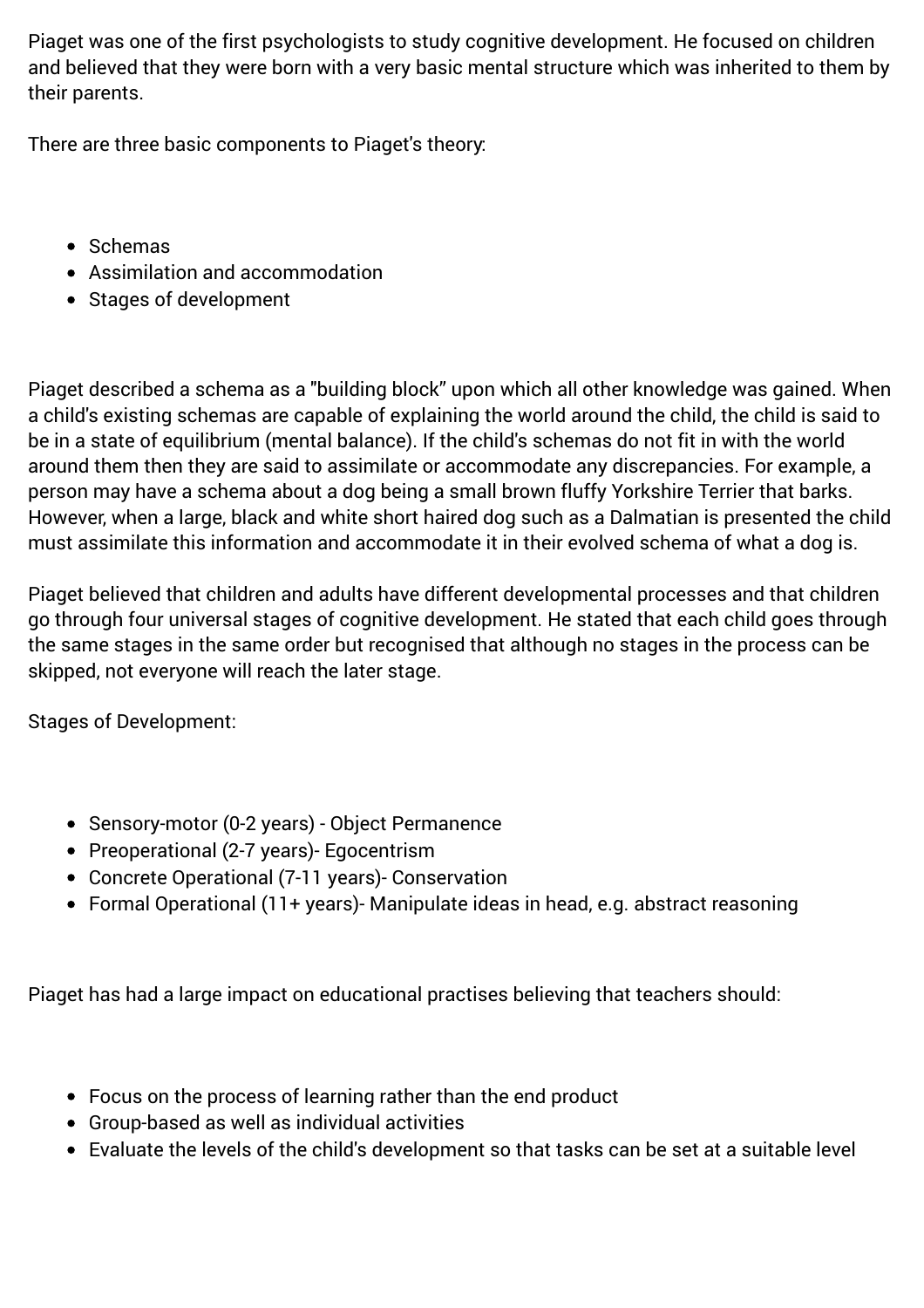Piaget was one of the first psychologists to study cognitive development. He focused on children and believed that they were born with a very basic mental structure which was inherited to them by their parents.

There are three basic components to Piaget's theory:

- Schemas
- Assimilation and accommodation
- Stages of development

Piaget described a schema as a "building block" upon which all other knowledge was gained. When a child's existing schemas are capable of explaining the world around the child, the child is said to be in a state of equilibrium (mental balance). If the child's schemas do not fit in with the world around them then they are said to assimilate or accommodate any discrepancies. For example, a person may have a schema about a dog being a small brown fluffy Yorkshire Terrier that barks. However, when a large, black and white short haired dog such as a Dalmatian is presented the child must assimilate this information and accommodate it in their evolved schema of what a dog is.

Piaget believed that children and adults have different developmental processes and that children go through four universal stages of cognitive development. He stated that each child goes through the same stages in the same order but recognised that although no stages in the process can be skipped, not everyone will reach the later stage.

Stages of Development:

- Sensory-motor (0-2 years) - Object Permanence
- Preoperational (2-7 years)- Egocentrism
- Concrete Operational (7-11 years)- Conservation
- Formal Operational (11+ years)- Manipulate ideas in head, e.g. abstract reasoning

Piaget has had a large impact on educational practises believing that teachers should:

- Focus on the process of learning rather than the end product
- Group-based as well as individual activities
- Evaluate the levels of the child's development so that tasks can be set at a suitable level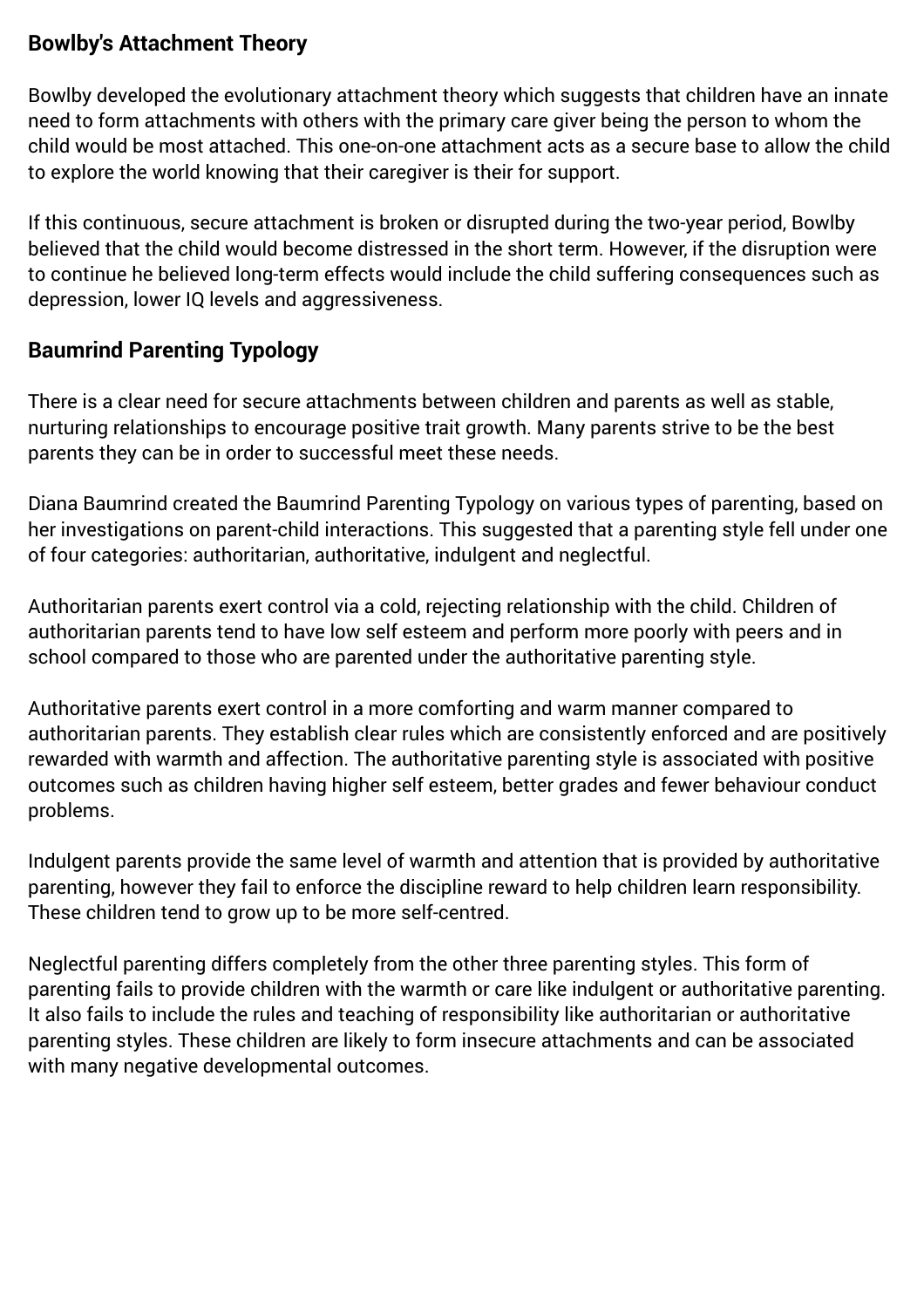## Bowlby's Attachment Theory

Bowlby developed the evolutionary attachment theory which suggests that children have an innate need to form attachments with others with the primary care giver being the person to whom the child would be most attached. This one-on-one attachment acts as a secure base to allow the child to explore the world knowing that their caregiver is their for support.

If this continuous, secure attachment is broken or disrupted during the two-year period, Bowlby believed that the child would become distressed in the short term. However, if the disruption were to continue he believed long-term effects would include the child suffering consequences such as depression, lower IQ levels and aggressiveness.

## Baumrind Parenting Typology

There is a clear need for secure attachments between children and parents as well as stable, nurturing relationships to encourage positive trait growth. Many parents strive to be the best parents they can be in order to successful meet these needs.

Diana Baumrind created the Baumrind Parenting Typology on various types of parenting, based on her investigations on parent-child interactions. This suggested that a parenting style fell under one of four categories: authoritarian, authoritative, indulgent and neglectful.

Authoritarian parents exert control via a cold, rejecting relationship with the child. Children of authoritarian parents tend to have low self esteem and perform more poorly with peers and in school compared to those who are parented under the authoritative parenting style.

Authoritative parents exert control in a more comforting and warm manner compared to authoritarian parents. They establish clear rules which are consistently enforced and are positively rewarded with warmth and affection. The authoritative parenting style is associated with positive outcomes such as children having higher self esteem, better grades and fewer behaviour conduct problems.

Indulgent parents provide the same level of warmth and attention that is provided by authoritative parenting, however they fail to enforce the discipline reward to help children learn responsibility. These children tend to grow up to be more self-centred.

Neglectful parenting differs completely from the other three parenting styles. This form of parenting fails to provide children with the warmth or care like indulgent or authoritative parenting. It also fails to include the rules and teaching of responsibility like authoritarian or authoritative parenting styles. These children are likely to form insecure attachments and can be associated with many negative developmental outcomes.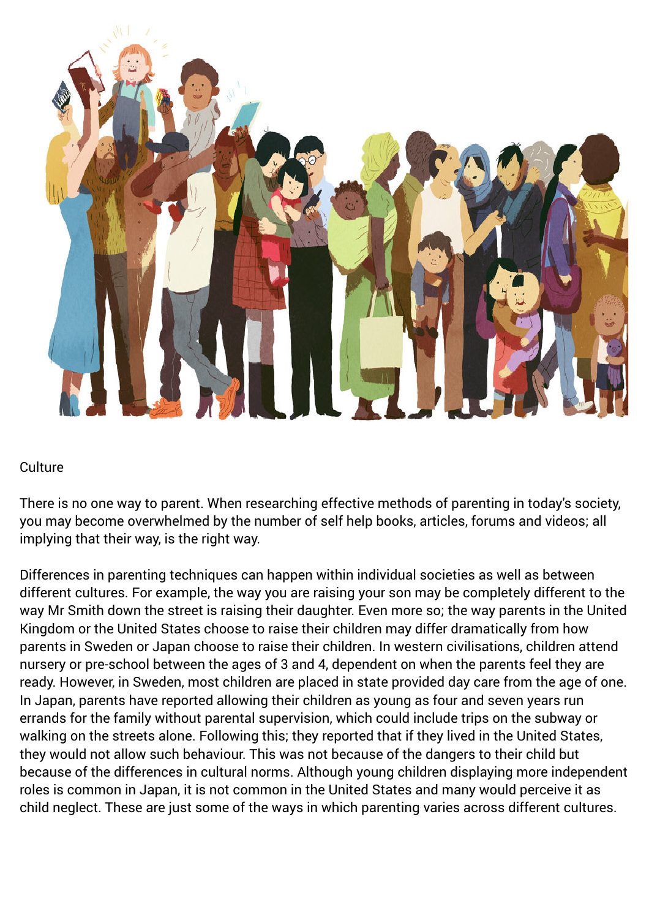## Culture

There is no one way to parent. When researching effective methods of parenting in today's society, you may become overwhelmed by the number of self help books, articles, forums and videos; all implying that their way, is the right way.

Differences in parenting techniques can happen within individual societies as well as between different cultures. For example, the way you are raising your son may be completely different to the way Mr Smith down the street is raising their daughter. Even more so; the way parents in the United Kingdom or the United States choose to raise their children may differ dramatically from how parents in Sweden or Japan choose to raise their children. In western civilisations, children attend nursery or pre-school between the ages of 3 and 4, dependent on when the parents feel they are ready. However, in Sweden, most children are placed in state provided day care from the age of one. In Japan, parents have reported allowing their children as young as four and seven years run errands for the family without parental supervision, which could include trips on the subway or walking on the streets alone. Following this; they reported that if they lived in the United States, they would not allow such behaviour. This was not because of the dangers to their child but because of the differences in cultural norms. Although young children displaying more independent roles is common in Japan, it is not common in the United States and many would perceive it as child neglect. These are just some of the ways in which parenting varies across different cultures.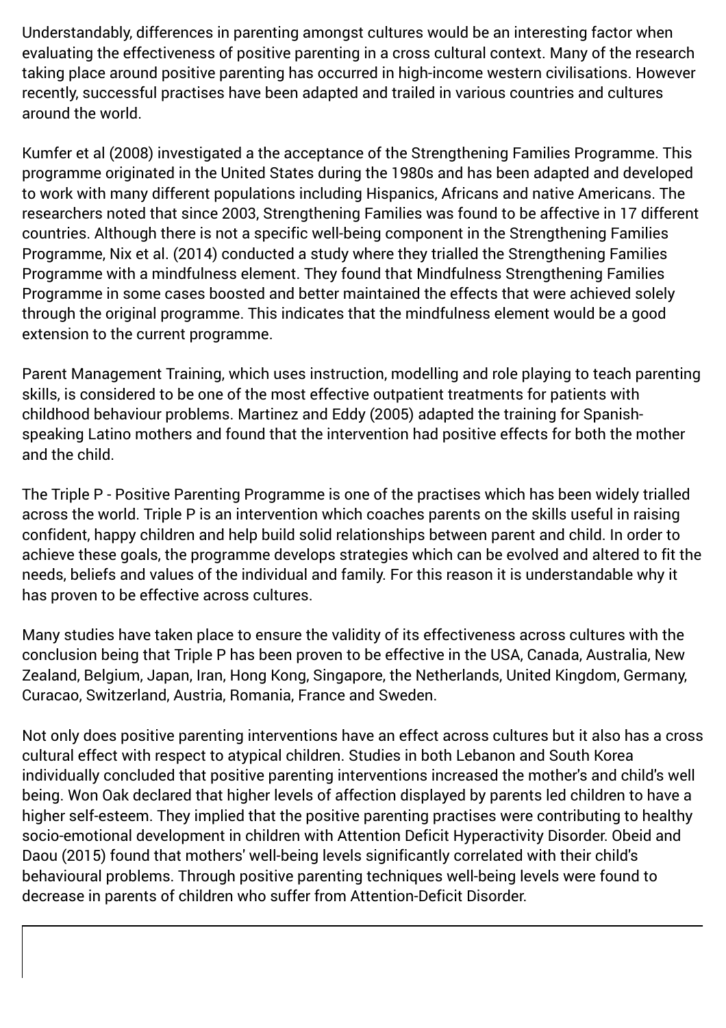Understandably, differences in parenting amongst cultures would be an interesting factor when evaluating the effectiveness of positive parenting in a cross cultural context. Many of the research taking place around positive parenting has occurred in high-income western civilisations. However recently, successful practises have been adapted and trailed in various countries and cultures around the world.

Kumfer et al (2008) investigated a the acceptance of the Strengthening Families Programme. This programme originated in the United States during the 1980s and has been adapted and developed to work with many different populations including Hispanics, Africans and native Americans. The researchers noted that since 2003, Strengthening Families was found to be affective in 17 different countries. Although there is not a specific well-being component in the Strengthening Families Programme, Nix et al. (2014) conducted a study where they trialled the Strengthening Families Programme with a mindfulness element. They found that Mindfulness Strengthening Families Programme in some cases boosted and better maintained the effects that were achieved solely through the original programme. This indicates that the mindfulness element would be a good extension to the current programme.

Parent Management Training, which uses instruction, modelling and role playing to teach parenting skills, is considered to be one of the most effective outpatient treatments for patients with childhood behaviour problems. Martinez and Eddy (2005) adapted the training for Spanish-speaking Latino mothers and found that the intervention had positive effects for both the mother and the child.

The Triple P - Positive Parenting Programme is one of the practises which has been widely trialled across the world. Triple P is an intervention which coaches parents on the skills useful in raising confident, happy children and help build solid relationships between parent and child. In order to achieve these goals, the programme develops strategies which can be evolved and altered to fit the needs, beliefs and values of the individual and family. For this reason it is understandable why it has proven to be effective across cultures.

Many studies have taken place to ensure the validity of its effectiveness across cultures with the conclusion being that Triple P has been proven to be effective in the USA, Canada, Australia, New Zealand, Belgium, Japan, Iran, Hong Kong, Singapore, the Netherlands, United Kingdom, Germany, Curacao, Switzerland, Austria, Romania, France and Sweden.

Not only does positive parenting interventions have an effect across cultures but it also has a cross cultural effect with respect to atypical children. Studies in both Lebanon and South Korea individually concluded that positive parenting interventions increased the mother's and child's well being. Won Oak declared that higher levels of affection displayed by parents led children to have a higher self-esteem. They implied that the positive parenting practises were contributing to healthy socio-emotional development in children with Attention Deficit Hyperactivity Disorder. Obeid and Daou (2015) found that mothers' well-being levels significantly correlated with their child's behavioural problems. Through positive parenting techniques well-being levels were found to decrease in parents of children who suffer from Attention-Deficit Disorder.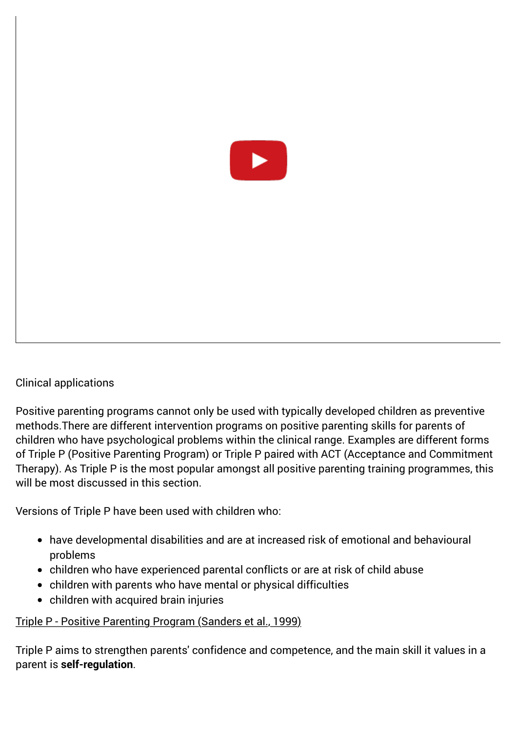Clinical applications

Positive parenting programs cannot only be used with typically developed children as preventive methods.There are different intervention programs on positive parenting skills for parents of children who have psychological problems within the clinical range. Examples are different forms of Triple P (Positive Parenting Program) or Triple P paired with ACT (Acceptance and Commitment Therapy). As Triple P is the most popular amongst all positive parenting training programmes, this will be most discussed in this section.

Versions of Triple P have been used with children who:

- have developmental disabilities and are at increased risk of emotional and behavioural problems
- children who have experienced parental conflicts or are at risk of child abuse
- children with parents who have mental or physical difficulties
- children with acquired brain injuries

Triple P - Positive Parenting Program (Sanders et al., 1999)

Triple P aims to strengthen parents' confidence and competence, and the main skill it values in a parent is **self-regulation**.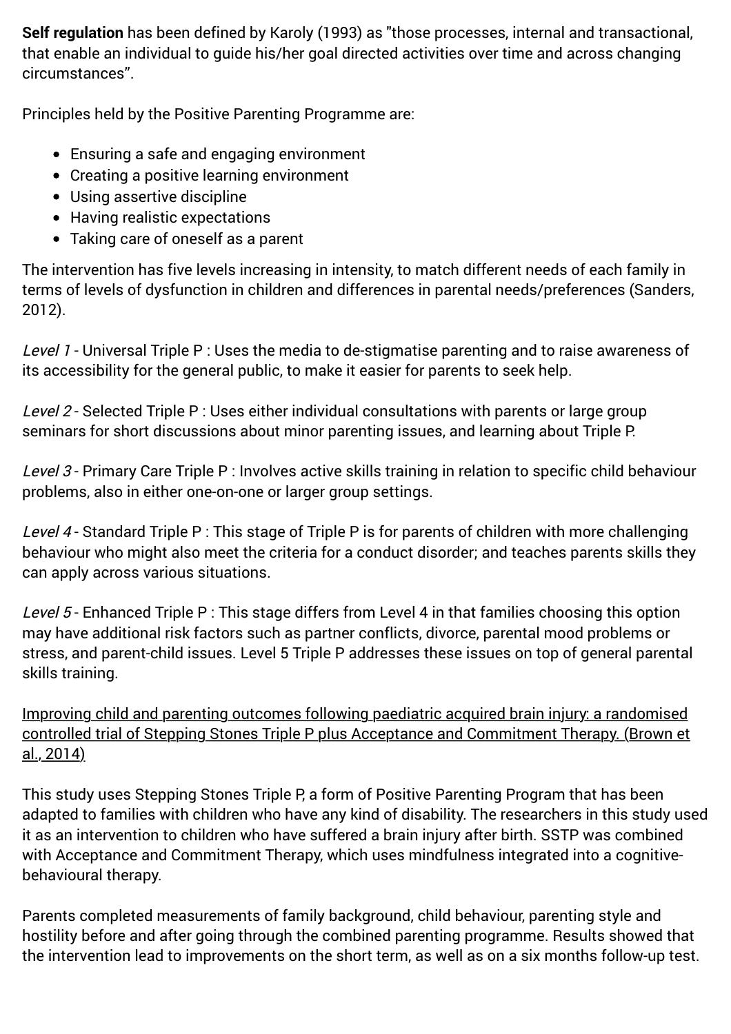**Self regulation** has been defined by Karoly (1993) as "those processes, internal and transactional, that enable an individual to guide his/her goal directed activities over time and across changing circumstances".

Principles held by the Positive Parenting Programme are:

- Ensuring a safe and engaging environment
- Creating a positive learning environment
- Using assertive discipline
- Having realistic expectations
- Taking care of oneself as a parent

The intervention has five levels increasing in intensity, to match different needs of each family in terms of levels of dysfunction in children and differences in parental needs/preferences (Sanders, 2012).

*Level 1* - Universal Triple P : Uses the media to de-stigmatise parenting and to raise awareness of its accessibility for the general public, to make it easier for parents to seek help.

*Level 2* - Selected Triple P : Uses either individual consultations with parents or large group seminars for short discussions about minor parenting issues, and learning about Triple P.

*Level 3* - Primary Care Triple P : Involves active skills training in relation to specific child behaviour problems, also in either one-on-one or larger group settings.

*Level 4* - Standard Triple P : This stage of Triple P is for parents of children with more challenging behaviour who might also meet the criteria for a conduct disorder; and teaches parents skills they can apply across various situations.

*Level 5* - Enhanced Triple P : This stage differs from Level 4 in that families choosing this option may have additional risk factors such as partner conflicts, divorce, parental mood problems or stress, and parent-child issues. Level 5 Triple P addresses these issues on top of general parental skills training.

Improving child and parenting outcomes following paediatric acquired brain injury: a randomised controlled trial of Stepping Stones Triple P plus Acceptance and Commitment Therapy. (Brown et al., 2014)

This study uses Stepping Stones Triple P, a form of Positive Parenting Program that has been adapted to families with children who have any kind of disability. The researchers in this study used it as an intervention to children who have suffered a brain injury after birth. SSTP was combined with Acceptance and Commitment Therapy, which uses mindfulness integrated into a cognitive-behavioural therapy.

Parents completed measurements of family background, child behaviour, parenting style and hostility before and after going through the combined parenting programme. Results showed that the intervention lead to improvements on the short term, as well as on a six months follow-up test.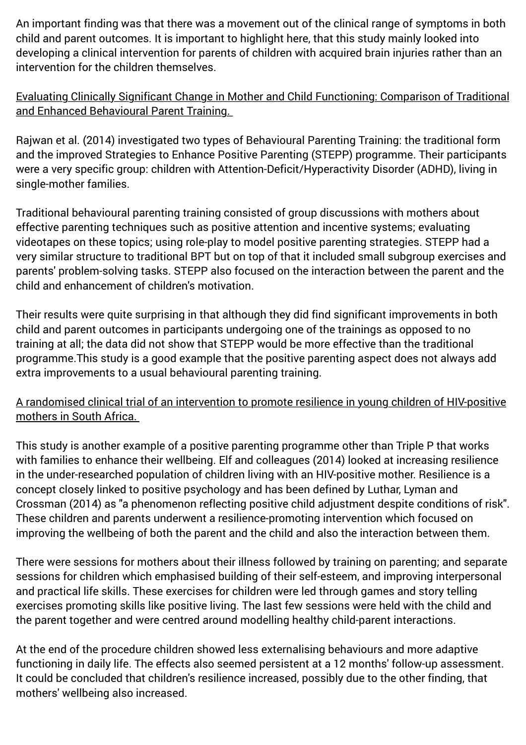An important finding was that there was a movement out of the clinical range of symptoms in both child and parent outcomes. It is important to highlight here, that this study mainly looked into developing a clinical intervention for parents of children with acquired brain injuries rather than an intervention for the children themselves.

<u>Evaluating Clinically Significant Change in Mother and Child Functioning: Comparison of Traditional and Enhanced Behavioural Parent Training.</u>

Rajwan et al. (2014) investigated two types of Behavioural Parenting Training: the traditional form and the improved Strategies to Enhance Positive Parenting (STEPP) programme. Their participants were a very specific group: children with Attention-Deficit/Hyperactivity Disorder (ADHD), living in single-mother families.

Traditional behavioural parenting training consisted of group discussions with mothers about effective parenting techniques such as positive attention and incentive systems; evaluating videotapes on these topics; using role-play to model positive parenting strategies. STEPP had a very similar structure to traditional BPT but on top of that it included small subgroup exercises and parents' problem-solving tasks. STEPP also focused on the interaction between the parent and the child and enhancement of children's motivation.

Their results were quite surprising in that although they did find significant improvements in both child and parent outcomes in participants undergoing one of the trainings as opposed to no training at all; the data did not show that STEPP would be more effective than the traditional programme.This study is a good example that the positive parenting aspect does not always add extra improvements to a usual behavioural parenting training.

<u>A randomised clinical trial of an intervention to promote resilience in young children of HIV-positive mothers in South Africa.</u>

This study is another example of a positive parenting programme other than Triple P that works with families to enhance their wellbeing. Elf and colleagues (2014) looked at increasing resilience in the under-researched population of children living with an HIV-positive mother. Resilience is a concept closely linked to positive psychology and has been defined by Luthar, Lyman and Crossman (2014) as "a phenomenon reflecting positive child adjustment despite conditions of risk". These children and parents underwent a resilience-promoting intervention which focused on improving the wellbeing of both the parent and the child and also the interaction between them.

There were sessions for mothers about their illness followed by training on parenting; and separate sessions for children which emphasised building of their self-esteem, and improving interpersonal and practical life skills. These exercises for children were led through games and story telling exercises promoting skills like positive living. The last few sessions were held with the child and the parent together and were centred around modelling healthy child-parent interactions.

At the end of the procedure children showed less externalising behaviours and more adaptive functioning in daily life. The effects also seemed persistent at a 12 months' follow-up assessment. It could be concluded that children's resilience increased, possibly due to the other finding, that mothers' wellbeing also increased.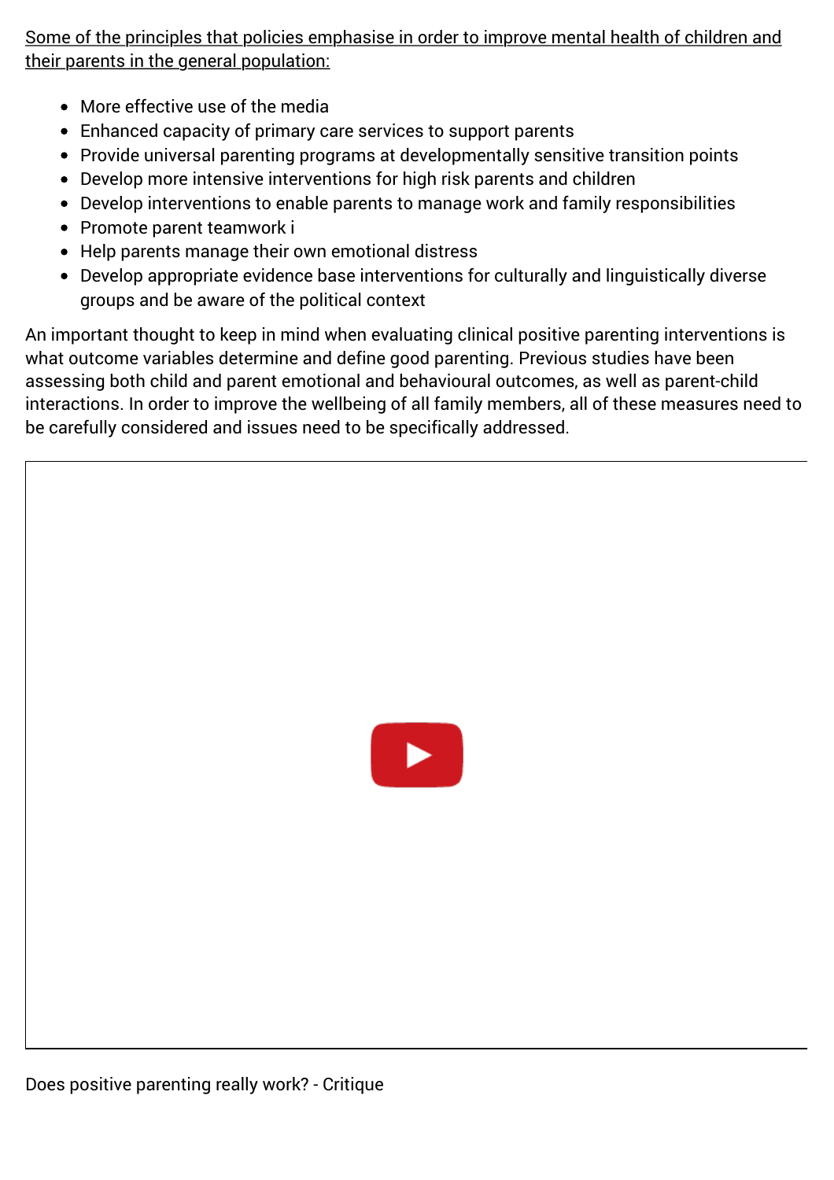Some of the principles that policies emphasise in order to improve mental health of children and their parents in the general population:

- More effective use of the media
- Enhanced capacity of primary care services to support parents
- Provide universal parenting programs at developmentally sensitive transition points
- Develop more intensive interventions for high risk parents and children
- Develop interventions to enable parents to manage work and family responsibilities
- Promote parent teamwork i
- Help parents manage their own emotional distress
- Develop appropriate evidence base interventions for culturally and linguistically diverse groups and be aware of the political context

An important thought to keep in mind when evaluating clinical positive parenting interventions is what outcome variables determine and define good parenting. Previous studies have been assessing both child and parent emotional and behavioural outcomes, as well as parent-child interactions. In order to improve the wellbeing of all family members, all of these measures need to be carefully considered and issues need to be specifically addressed.

Does positive parenting really work? - Critique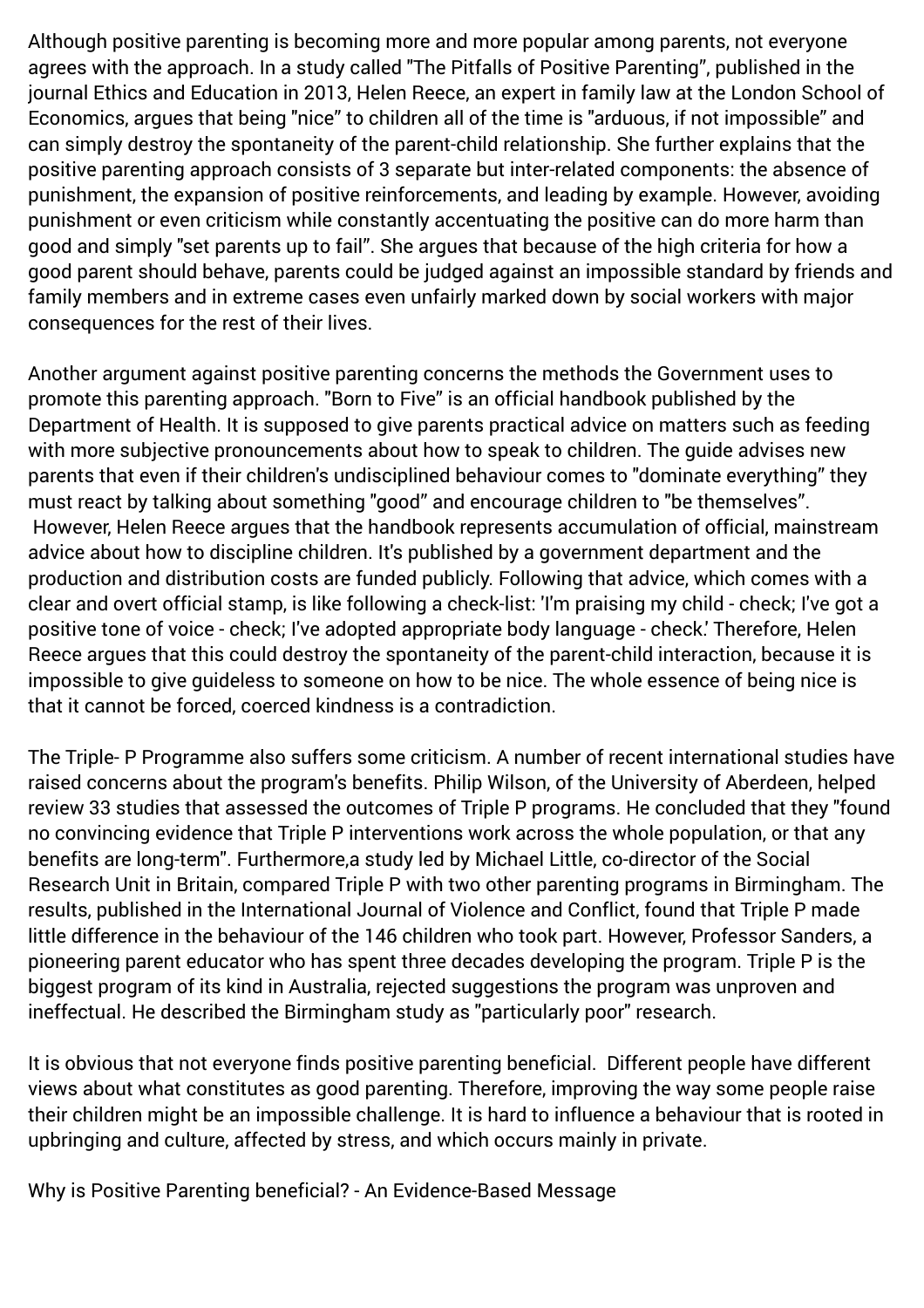Although positive parenting is becoming more and more popular among parents, not everyone agrees with the approach. In a study called "The Pitfalls of Positive Parenting", published in the journal Ethics and Education in 2013, Helen Reece, an expert in family law at the London School of Economics, argues that being "nice" to children all of the time is "arduous, if not impossible" and can simply destroy the spontaneity of the parent-child relationship. She further explains that the positive parenting approach consists of 3 separate but inter-related components: the absence of punishment, the expansion of positive reinforcements, and leading by example. However, avoiding punishment or even criticism while constantly accentuating the positive can do more harm than good and simply "set parents up to fail". She argues that because of the high criteria for how a good parent should behave, parents could be judged against an impossible standard by friends and family members and in extreme cases even unfairly marked down by social workers with major consequences for the rest of their lives.

Another argument against positive parenting concerns the methods the Government uses to promote this parenting approach. "Born to Five" is an official handbook published by the Department of Health. It is supposed to give parents practical advice on matters such as feeding with more subjective pronouncements about how to speak to children. The guide advises new parents that even if their children's undisciplined behaviour comes to "dominate everything" they must react by talking about something "good" and encourage children to "be themselves". However, Helen Reece argues that the handbook represents accumulation of official, mainstream advice about how to discipline children. It's published by a government department and the production and distribution costs are funded publicly. Following that advice, which comes with a clear and overt official stamp, is like following a check-list: 'I'm praising my child - check; I've got a positive tone of voice - check; I've adopted appropriate body language - check.' Therefore, Helen Reece argues that this could destroy the spontaneity of the parent-child interaction, because it is impossible to give guideless to someone on how to be nice. The whole essence of being nice is that it cannot be forced, coerced kindness is a contradiction.

The Triple- P Programme also suffers some criticism. A number of recent international studies have raised concerns about the program's benefits. Philip Wilson, of the University of Aberdeen, helped review 33 studies that assessed the outcomes of Triple P programs. He concluded that they "found no convincing evidence that Triple P interventions work across the whole population, or that any benefits are long-term". Furthermore,a study led by Michael Little, co-director of the Social Research Unit in Britain, compared Triple P with two other parenting programs in Birmingham. The results, published in the International Journal of Violence and Conflict, found that Triple P made little difference in the behaviour of the 146 children who took part. However, Professor Sanders, a pioneering parent educator who has spent three decades developing the program. Triple P is the biggest program of its kind in Australia, rejected suggestions the program was unproven and ineffectual. He described the Birmingham study as "particularly poor" research.

It is obvious that not everyone finds positive parenting beneficial. Different people have different views about what constitutes as good parenting. Therefore, improving the way some people raise their children might be an impossible challenge. It is hard to influence a behaviour that is rooted in upbringing and culture, affected by stress, and which occurs mainly in private.

## Why is Positive Parenting beneficial? - An Evidence-Based Message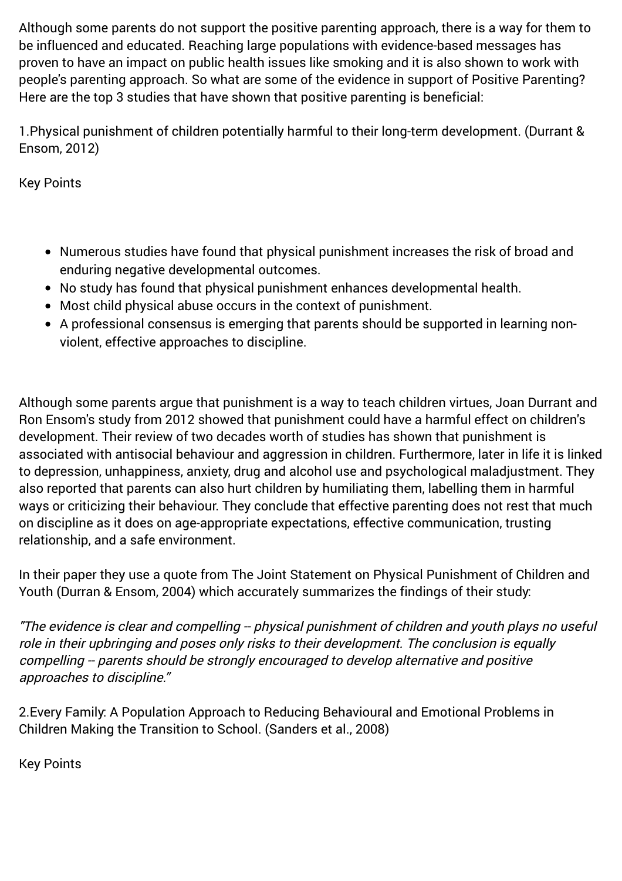Although some parents do not support the positive parenting approach, there is a way for them to be influenced and educated. Reaching large populations with evidence-based messages has proven to have an impact on public health issues like smoking and it is also shown to work with people's parenting approach. So what are some of the evidence in support of Positive Parenting? Here are the top 3 studies that have shown that positive parenting is beneficial:

1.Physical punishment of children potentially harmful to their long-term development. (Durrant & Ensom, 2012)

Key Points

- Numerous studies have found that physical punishment increases the risk of broad and enduring negative developmental outcomes.
- No study has found that physical punishment enhances developmental health.
- Most child physical abuse occurs in the context of punishment.
- A professional consensus is emerging that parents should be supported in learning non-violent, effective approaches to discipline.

Although some parents argue that punishment is a way to teach children virtues, Joan Durrant and Ron Ensom's study from 2012 showed that punishment could have a harmful effect on children's development. Their review of two decades worth of studies has shown that punishment is associated with antisocial behaviour and aggression in children. Furthermore, later in life it is linked to depression, unhappiness, anxiety, drug and alcohol use and psychological maladjustment. They also reported that parents can also hurt children by humiliating them, labelling them in harmful ways or criticizing their behaviour. They conclude that effective parenting does not rest that much on discipline as it does on age-appropriate expectations, effective communication, trusting relationship, and a safe environment.

In their paper they use a quote from The Joint Statement on Physical Punishment of Children and Youth (Durran & Ensom, 2004) which accurately summarizes the findings of their study:

*"The evidence is clear and compelling -- physical punishment of children and youth plays no useful role in their upbringing and poses only risks to their development. The conclusion is equally compelling -- parents should be strongly encouraged to develop alternative and positive approaches to discipline."*

2.Every Family: A Population Approach to Reducing Behavioural and Emotional Problems in Children Making the Transition to School. (Sanders et al., 2008)

Key Points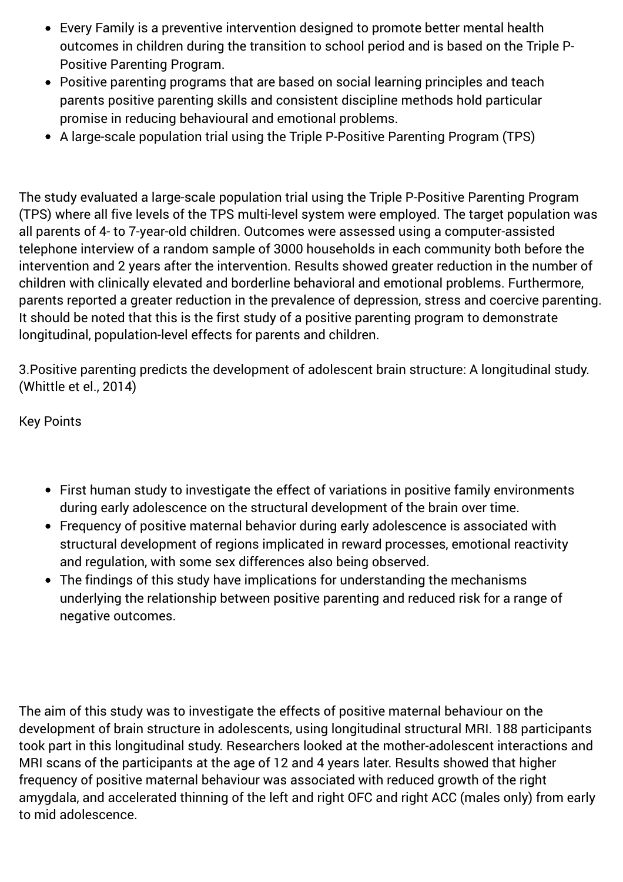- Every Family is a preventive intervention designed to promote better mental health outcomes in children during the transition to school period and is based on the Triple P-Positive Parenting Program.
- Positive parenting programs that are based on social learning principles and teach parents positive parenting skills and consistent discipline methods hold particular promise in reducing behavioural and emotional problems.
- A large-scale population trial using the Triple P-Positive Parenting Program (TPS)

The study evaluated a large-scale population trial using the Triple P-Positive Parenting Program (TPS) where all five levels of the TPS multi-level system were employed. The target population was all parents of 4- to 7-year-old children. Outcomes were assessed using a computer-assisted telephone interview of a random sample of 3000 households in each community both before the intervention and 2 years after the intervention. Results showed greater reduction in the number of children with clinically elevated and borderline behavioral and emotional problems. Furthermore, parents reported a greater reduction in the prevalence of depression, stress and coercive parenting. It should be noted that this is the first study of a positive parenting program to demonstrate longitudinal, population-level effects for parents and children.

3.Positive parenting predicts the development of adolescent brain structure: A longitudinal study. (Whittle et el., 2014)

Key Points

- First human study to investigate the effect of variations in positive family environments during early adolescence on the structural development of the brain over time.
- Frequency of positive maternal behavior during early adolescence is associated with structural development of regions implicated in reward processes, emotional reactivity and regulation, with some sex differences also being observed.
- The findings of this study have implications for understanding the mechanisms underlying the relationship between positive parenting and reduced risk for a range of negative outcomes.

The aim of this study was to investigate the effects of positive maternal behaviour on the development of brain structure in adolescents, using longitudinal structural MRI. 188 participants took part in this longitudinal study. Researchers looked at the mother-adolescent interactions and MRI scans of the participants at the age of 12 and 4 years later. Results showed that higher frequency of positive maternal behaviour was associated with reduced growth of the right amygdala, and accelerated thinning of the left and right OFC and right ACC (males only) from early to mid adolescence.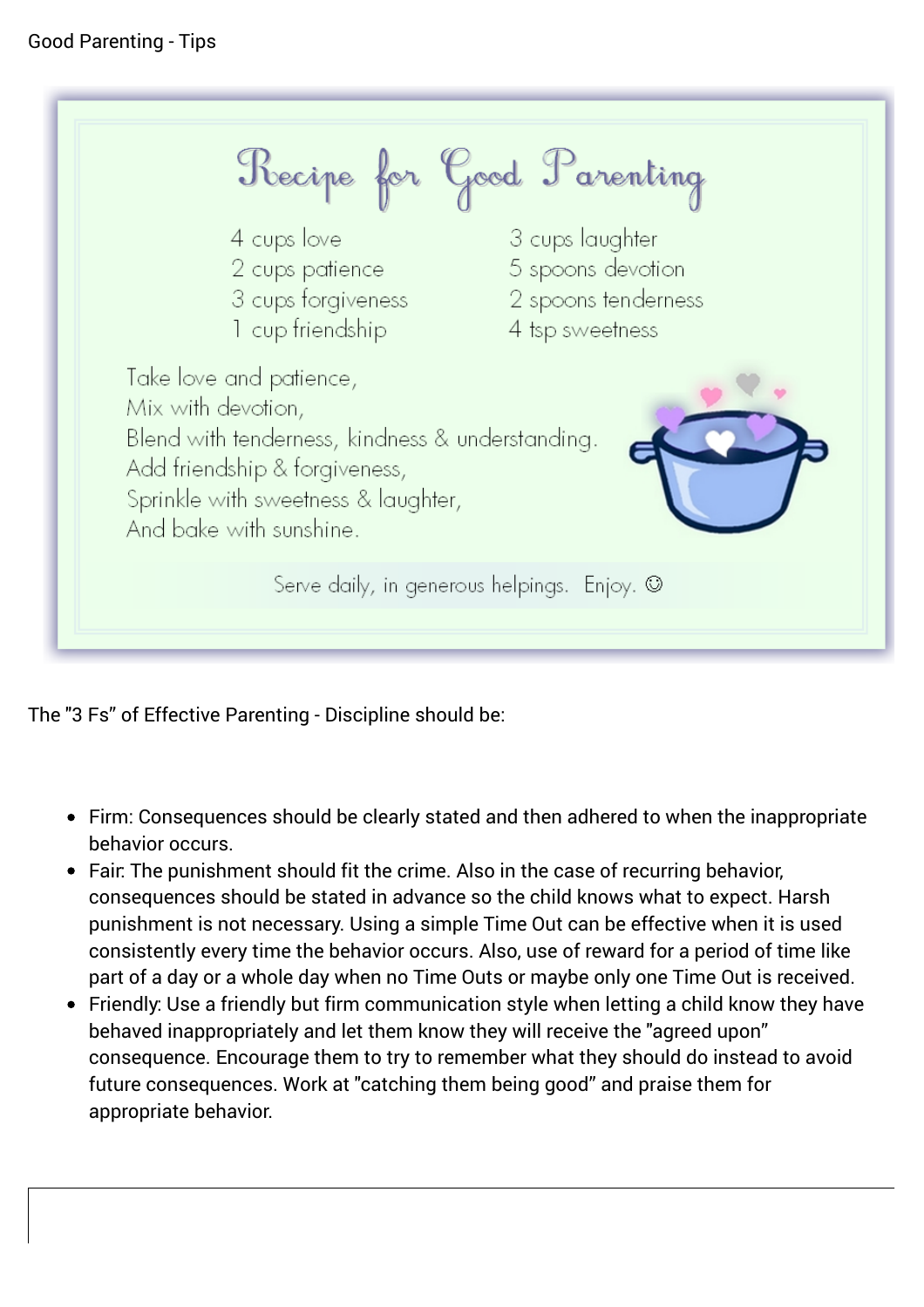Good Parenting - Tips

# Recipe for Good Parenting

- 4 cups love
- 2 cups patience
- 3 cups forgiveness
- 1 cup friendship
- 3 cups laughter
- 5 spoons devotion
- 2 spoons tenderness
- 4 tsp sweetness

Take love and patience,
Mix with devotion,
Blend with tenderness, kindness & understanding.
Add friendship & forgiveness,
Sprinkle with sweetness & laughter,
And bake with sunshine.

Serve daily, in generous helpings. Enjoy. ☺

The "3 Fs" of Effective Parenting - Discipline should be:

- Firm: Consequences should be clearly stated and then adhered to when the inappropriate behavior occurs.
- Fair: The punishment should fit the crime. Also in the case of recurring behavior, consequences should be stated in advance so the child knows what to expect. Harsh punishment is not necessary. Using a simple Time Out can be effective when it is used consistently every time the behavior occurs. Also, use of reward for a period of time like part of a day or a whole day when no Time Outs or maybe only one Time Out is received.
- Friendly: Use a friendly but firm communication style when letting a child know they have behaved inappropriately and let them know they will receive the "agreed upon" consequence. Encourage them to try to remember what they should do instead to avoid future consequences. Work at "catching them being good" and praise them for appropriate behavior.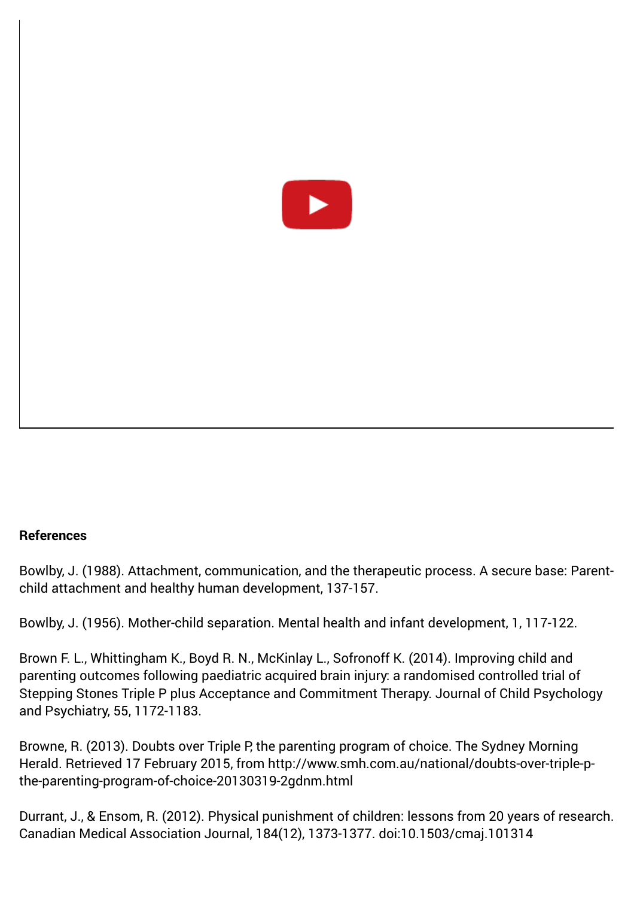**References**

Bowlby, J. (1988). Attachment, communication, and the therapeutic process. A secure base: Parent-child attachment and healthy human development, 137-157.

Bowlby, J. (1956). Mother-child separation. Mental health and infant development, 1, 117-122.

Brown F. L., Whittingham K., Boyd R. N., McKinlay L., Sofronoff K. (2014). Improving child and parenting outcomes following paediatric acquired brain injury: a randomised controlled trial of Stepping Stones Triple P plus Acceptance and Commitment Therapy. Journal of Child Psychology and Psychiatry, 55, 1172-1183.

Browne, R. (2013). Doubts over Triple P, the parenting program of choice. The Sydney Morning Herald. Retrieved 17 February 2015, from http://www.smh.com.au/national/doubts-over-triple-p-the-parenting-program-of-choice-20130319-2gdnm.html

Durrant, J., & Ensom, R. (2012). Physical punishment of children: lessons from 20 years of research. Canadian Medical Association Journal, 184(12), 1373-1377. doi:10.1503/cmaj.101314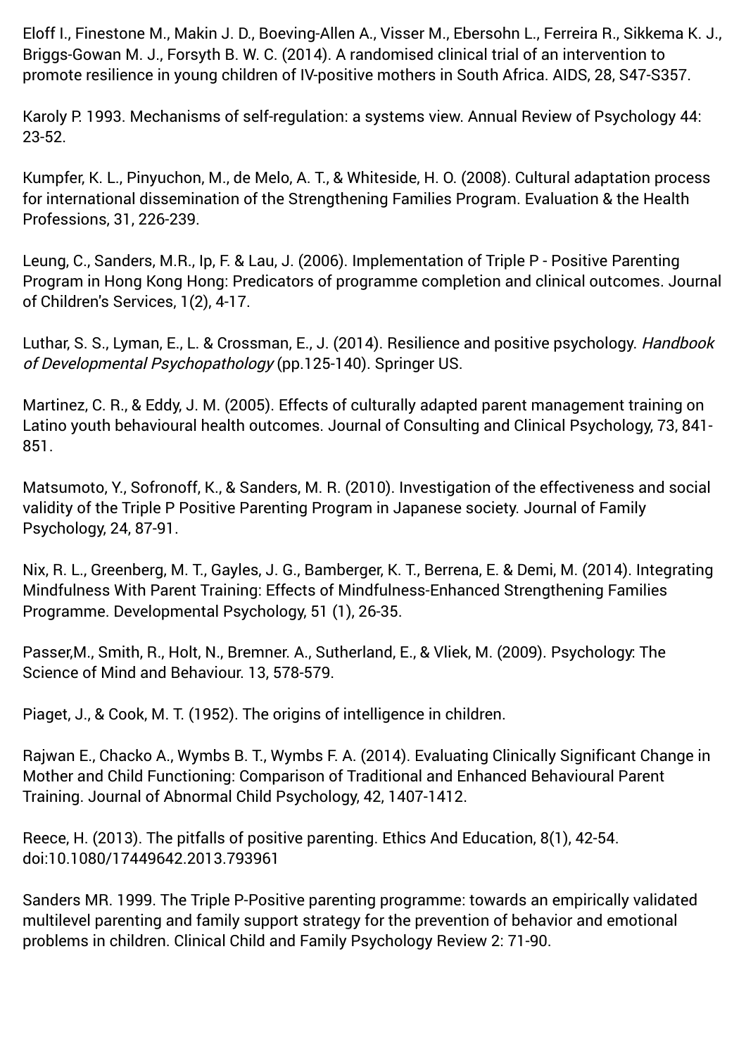Eloff I., Finestone M., Makin J. D., Boeving-Allen A., Visser M., Ebersohn L., Ferreira R., Sikkema K. J., Briggs-Gowan M. J., Forsyth B. W. C. (2014). A randomised clinical trial of an intervention to promote resilience in young children of IV-positive mothers in South Africa. AIDS, 28, S47-S357.

Karoly P. 1993. Mechanisms of self-regulation: a systems view. Annual Review of Psychology 44: 23-52.

Kumpfer, K. L., Pinyuchon, M., de Melo, A. T., & Whiteside, H. O. (2008). Cultural adaptation process for international dissemination of the Strengthening Families Program. Evaluation & the Health Professions, 31, 226-239.

Leung, C., Sanders, M.R., Ip, F. & Lau, J. (2006). Implementation of Triple P - Positive Parenting Program in Hong Kong Hong: Predicators of programme completion and clinical outcomes. Journal of Children's Services, 1(2), 4-17.

Luthar, S. S., Lyman, E., L. & Crossman, E., J. (2014). Resilience and positive psychology. *Handbook of Developmental Psychopathology* (pp.125-140). Springer US.

Martinez, C. R., & Eddy, J. M. (2005). Effects of culturally adapted parent management training on Latino youth behavioural health outcomes. Journal of Consulting and Clinical Psychology, 73, 841-851.

Matsumoto, Y., Sofronoff, K., & Sanders, M. R. (2010). Investigation of the effectiveness and social validity of the Triple P Positive Parenting Program in Japanese society. Journal of Family Psychology, 24, 87-91.

Nix, R. L., Greenberg, M. T., Gayles, J. G., Bamberger, K. T., Berrena, E. & Demi, M. (2014). Integrating Mindfulness With Parent Training: Effects of Mindfulness-Enhanced Strengthening Families Programme. Developmental Psychology, 51 (1), 26-35.

Passer,M., Smith, R., Holt, N., Bremner. A., Sutherland, E., & Vliek, M. (2009). Psychology: The Science of Mind and Behaviour. 13, 578-579.

Piaget, J., & Cook, M. T. (1952). The origins of intelligence in children.

Rajwan E., Chacko A., Wymbs B. T., Wymbs F. A. (2014). Evaluating Clinically Significant Change in Mother and Child Functioning: Comparison of Traditional and Enhanced Behavioural Parent Training. Journal of Abnormal Child Psychology, 42, 1407-1412.

Reece, H. (2013). The pitfalls of positive parenting. Ethics And Education, 8(1), 42-54. doi:10.1080/17449642.2013.793961

Sanders MR. 1999. The Triple P-Positive parenting programme: towards an empirically validated multilevel parenting and family support strategy for the prevention of behavior and emotional problems in children. Clinical Child and Family Psychology Review 2: 71-90.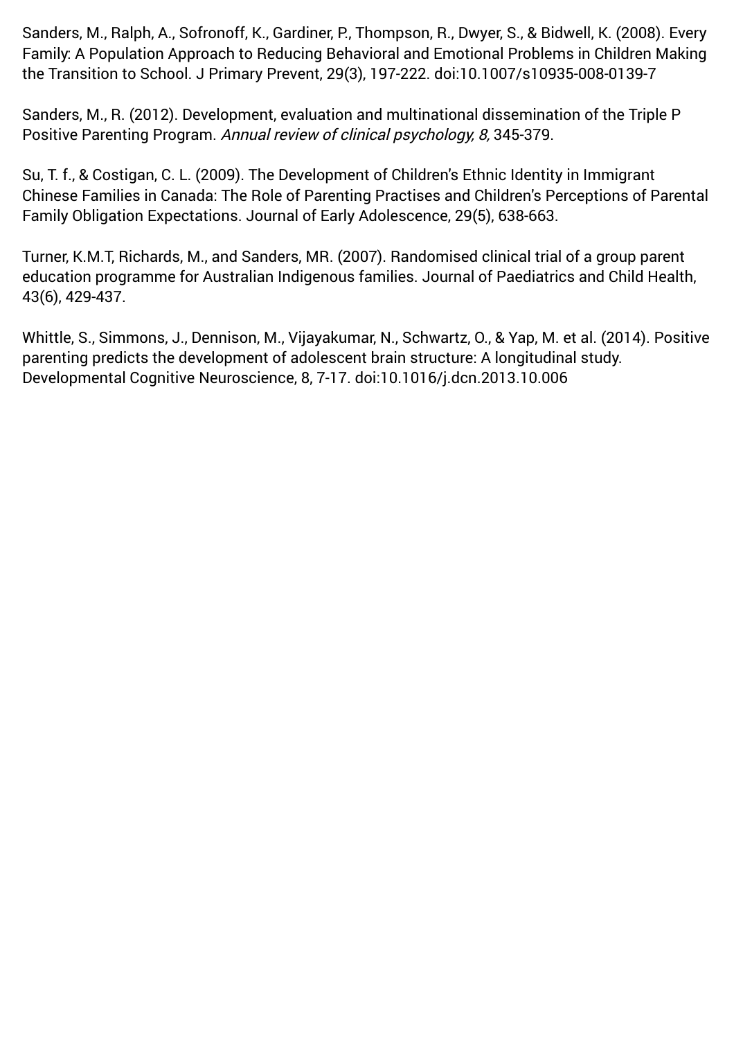Sanders, M., Ralph, A., Sofronoff, K., Gardiner, P., Thompson, R., Dwyer, S., & Bidwell, K. (2008). Every Family: A Population Approach to Reducing Behavioral and Emotional Problems in Children Making the Transition to School. J Primary Prevent, 29(3), 197-222. doi:10.1007/s10935-008-0139-7

Sanders, M., R. (2012). Development, evaluation and multinational dissemination of the Triple P Positive Parenting Program. *Annual review of clinical psychology, 8,* 345-379.

Su, T. f., & Costigan, C. L. (2009). The Development of Children's Ethnic Identity in Immigrant Chinese Families in Canada: The Role of Parenting Practises and Children's Perceptions of Parental Family Obligation Expectations. Journal of Early Adolescence, 29(5), 638-663.

Turner, K.M.T, Richards, M., and Sanders, MR. (2007). Randomised clinical trial of a group parent education programme for Australian Indigenous families. Journal of Paediatrics and Child Health, 43(6), 429-437.

Whittle, S., Simmons, J., Dennison, M., Vijayakumar, N., Schwartz, O., & Yap, M. et al. (2014). Positive parenting predicts the development of adolescent brain structure: A longitudinal study. Developmental Cognitive Neuroscience, 8, 7-17. doi:10.1016/j.dcn.2013.10.006